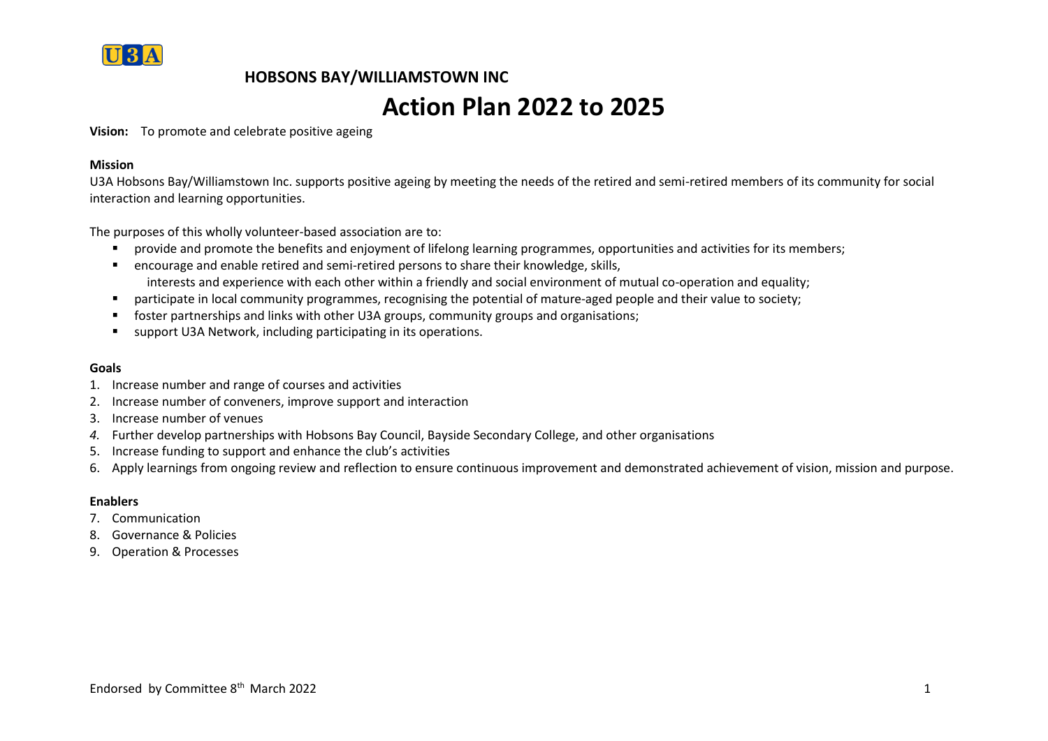U3A

**HOBSONS BAY/WILLIAMSTOWN INC**

# Action Plan 2022 to 2025

**Vision:** To promote and celebrate positive ageing

**Mission**

U3A Hobsons Bay/Williamstown Inc. supports positive ageing by meeting the needs of the retired and semi-retired members of its community for social interaction and learning opportunities.

The purposes of this wholly volunteer-based association are to:

- provide and promote the benefits and enjoyment of lifelong learning programmes, opportunities and activities for its members;
- encourage and enable retired and semi-retired persons to share their knowledge, skills, interests and experience with each other within a friendly and social environment of mutual co-operation and equality;
- participate in local community programmes, recognising the potential of mature-aged people and their value to society;
- foster partnerships and links with other U3A groups, community groups and organisations;
- support U3A Network, including participating in its operations.

**Goals**

1. Increase number and range of courses and activities
2. Increase number of conveners, improve support and interaction
3. Increase number of venues
4. Further develop partnerships with Hobsons Bay Council, Bayside Secondary College, and other organisations
5. Increase funding to support and enhance the club's activities
6. Apply learnings from ongoing review and reflection to ensure continuous improvement and demonstrated achievement of vision, mission and purpose.

**Enablers**

7. Communication
8. Governance & Policies
9. Operation & Processes

Endorsed by Committee 8th March 2022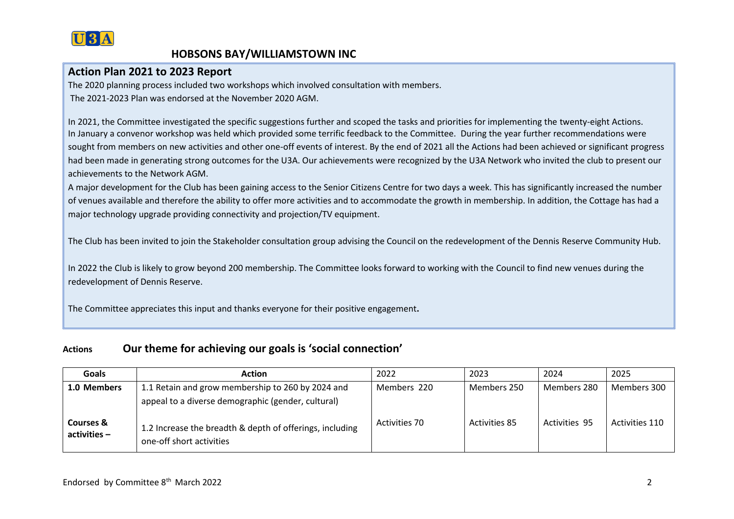## HOBSONS BAY/WILLIAMSTOWN INC

### Action Plan 2021 to 2023 Report

The 2020 planning process included two workshops which involved consultation with members.
The 2021-2023 Plan was endorsed at the November 2020 AGM.

In 2021, the Committee investigated the specific suggestions further and scoped the tasks and priorities for implementing the twenty-eight Actions. In January a convenor workshop was held which provided some terrific feedback to the Committee. During the year further recommendations were sought from members on new activities and other one-off events of interest. By the end of 2021 all the Actions had been achieved or significant progress had been made in generating strong outcomes for the U3A. Our achievements were recognized by the U3A Network who invited the club to present our achievements to the Network AGM.
A major development for the Club has been gaining access to the Senior Citizens Centre for two days a week. This has significantly increased the number of venues available and therefore the ability to offer more activities and to accommodate the growth in membership. In addition, the Cottage has had a major technology upgrade providing connectivity and projection/TV equipment.

The Club has been invited to join the Stakeholder consultation group advising the Council on the redevelopment of the Dennis Reserve Community Hub.

In 2022 the Club is likely to grow beyond 200 membership. The Committee looks forward to working with the Council to find new venues during the redevelopment of Dennis Reserve.

The Committee appreciates this input and thanks everyone for their positive engagement**.**

**Actions** **Our theme for achieving our goals is 'social connection'**

| Goals | Action | 2022 | 2023 | 2024 | 2025 |
|---|---|---|---|---|---|
| **1.0 Members** | 1.1 Retain and grow membership to 260 by 2024 and appeal to a diverse demographic (gender, cultural) | Members 220 | Members 250 | Members 280 | Members 300 |
| **Courses & activities –** | 1.2 Increase the breadth & depth of offerings, including one-off short activities | Activities 70 | Activities 85 | Activities 95 | Activities 110 |

Endorsed by Committee 8th March 2022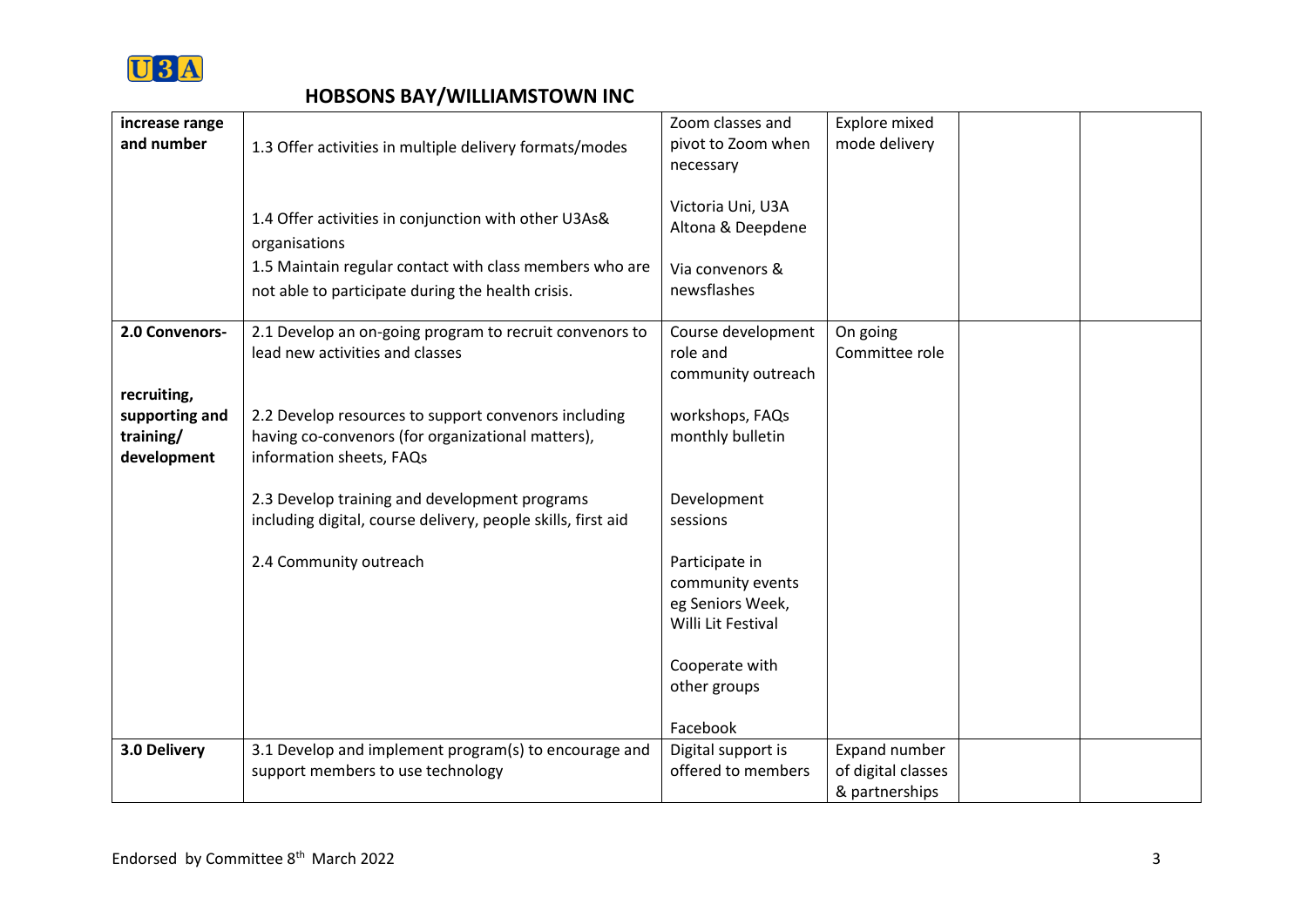## HOBSONS BAY/WILLIAMSTOWN INC

| | | | | | |
|---|---|---|---|---|---|
| **increase range and number** | 1.3 Offer activities in multiple delivery formats/modes<br><br>1.4 Offer activities in conjunction with other U3As& organisations<br>1.5 Maintain regular contact with class members who are not able to participate during the health crisis. | Zoom classes and pivot to Zoom when necessary<br><br>Victoria Uni, U3A Altona & Deepdene<br><br>Via convenors & newsflashes | Explore mixed mode delivery | | |
| **2.0 Convenors-**<br><br>**recruiting, supporting and training/ development** | 2.1 Develop an on-going program to recruit convenors to lead new activities and classes<br><br>2.2 Develop resources to support convenors including having co-convenors (for organizational matters), information sheets, FAQs<br><br>2.3 Develop training and development programs including digital, course delivery, people skills, first aid<br><br>2.4 Community outreach | Course development role and community outreach<br><br>workshops, FAQs monthly bulletin<br><br>Development sessions<br><br>Participate in community events eg Seniors Week, Willi Lit Festival<br><br>Cooperate with other groups<br><br>Facebook | On going Committee role | | |
| **3.0 Delivery** | 3.1 Develop and implement program(s) to encourage and support members to use technology | Digital support is offered to members | Expand number of digital classes & partnerships | | |

Endorsed by Committee 8th March 2022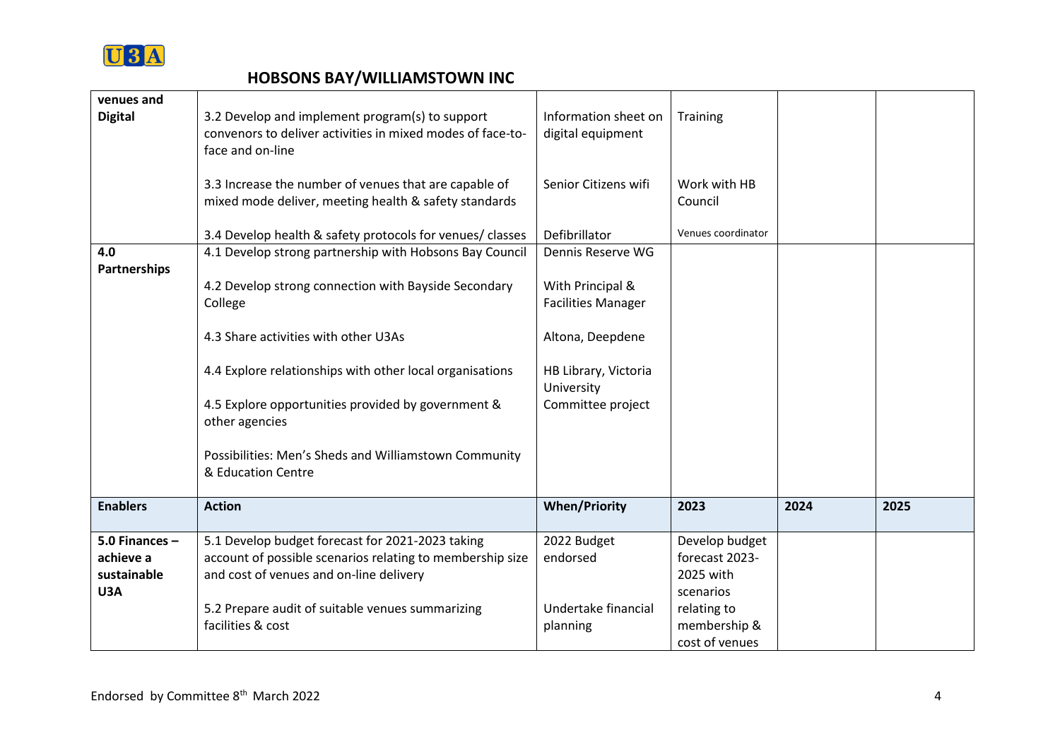| venues and Digital | 3.2 Develop and implement program(s) to support convenors to deliver activities in mixed modes of face-to-face and on-line<br><br>3.3 Increase the number of venues that are capable of mixed mode deliver, meeting health & safety standards<br><br>3.4 Develop health & safety protocols for venues/ classes | Information sheet on digital equipment<br><br>Senior Citizens wifi<br><br>Defibrillator | Training<br><br>Work with HB Council<br><br>Venues coordinator | | |
|---|---|---|---|---|---|
| **4.0 Partnerships** | 4.1 Develop strong partnership with Hobsons Bay Council<br><br>4.2 Develop strong connection with Bayside Secondary College<br><br>4.3 Share activities with other U3As<br><br>4.4 Explore relationships with other local organisations<br><br>4.5 Explore opportunities provided by government & other agencies<br><br>Possibilities: Men's Sheds and Williamstown Community & Education Centre | Dennis Reserve WG<br><br>With Principal & Facilities Manager<br><br>Altona, Deepdene<br><br>HB Library, Victoria University<br>Committee project | | | |
| **Enablers** | **Action** | **When/Priority** | **2023** | **2024** | **2025** |
| **5.0 Finances – achieve a sustainable U3A** | 5.1 Develop budget forecast for 2021-2023 taking account of possible scenarios relating to membership size and cost of venues and on-line delivery<br><br>5.2 Prepare audit of suitable venues summarizing facilities & cost | 2022 Budget endorsed<br><br>Undertake financial planning | Develop budget forecast 2023-2025 with scenarios relating to membership & cost of venues | | |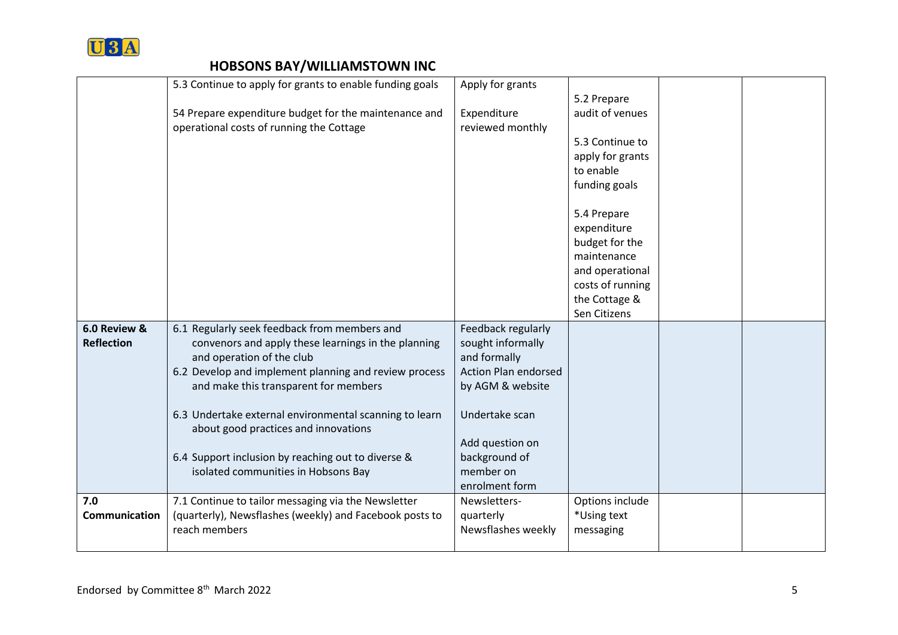## HOBSONS BAY/WILLIAMSTOWN INC

| | | | | | |
|---|---|---|---|---|---|
| | 5.3 Continue to apply for grants to enable funding goals<br><br>54 Prepare expenditure budget for the maintenance and operational costs of running the Cottage | Apply for grants<br><br>Expenditure reviewed monthly | 5.2 Prepare audit of venues<br><br>5.3 Continue to apply for grants to enable funding goals<br><br>5.4 Prepare expenditure budget for the maintenance and operational costs of running the Cottage & Sen Citizens | | |
| **6.0 Review & Reflection** | 6.1 Regularly seek feedback from members and convenors and apply these learnings in the planning and operation of the club<br>6.2 Develop and implement planning and review process and make this transparent for members<br><br>6.3 Undertake external environmental scanning to learn about good practices and innovations<br><br>6.4 Support inclusion by reaching out to diverse & isolated communities in Hobsons Bay | Feedback regularly sought informally and formally<br>Action Plan endorsed by AGM & website<br><br>Undertake scan<br><br>Add question on background of member on enrolment form | | | |
| **7.0 Communication** | 7.1 Continue to tailor messaging via the Newsletter (quarterly), Newsflashes (weekly) and Facebook posts to reach members | Newsletters-quarterly<br>Newsflashes weekly | Options include<br>*Using text messaging | | |

Endorsed by Committee 8th March 2022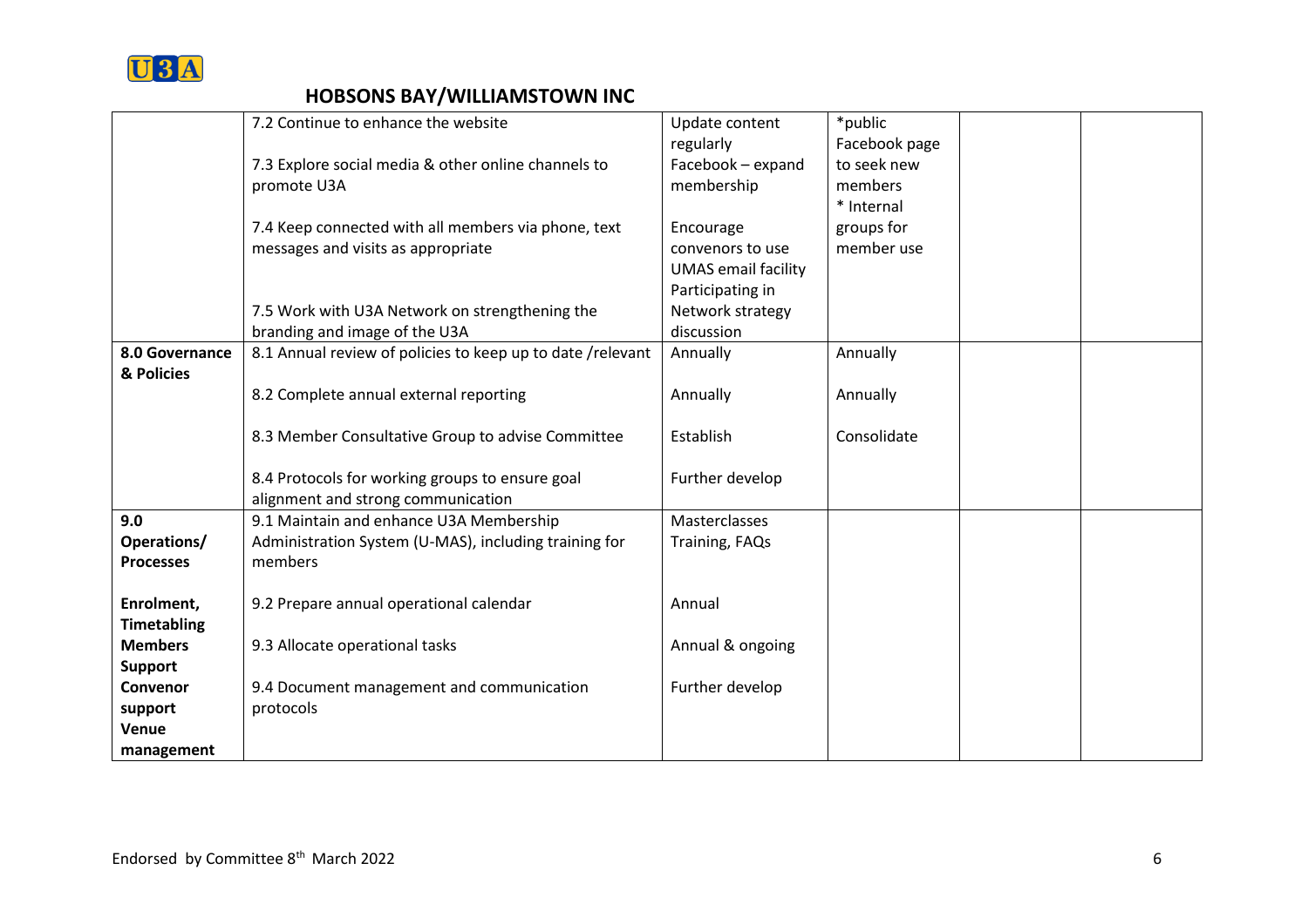# HOBSONS BAY/WILLIAMSTOWN INC

| | | | | | |
|---|---|---|---|---|---|
| | 7.2 Continue to enhance the website<br><br>7.3 Explore social media & other online channels to promote U3A<br><br>7.4 Keep connected with all members via phone, text messages and visits as appropriate<br><br>7.5 Work with U3A Network on strengthening the branding and image of the U3A | Update content regularly<br>Facebook – expand membership<br><br>Encourage convenors to use UMAS email facility<br>Participating in Network strategy discussion | *public Facebook page to seek new members<br>* Internal groups for member use | | |
| **8.0 Governance & Policies** | 8.1 Annual review of policies to keep up to date /relevant<br><br>8.2 Complete annual external reporting<br><br>8.3 Member Consultative Group to advise Committee<br><br>8.4 Protocols for working groups to ensure goal alignment and strong communication | Annually<br><br>Annually<br><br>Establish<br><br>Further develop | Annually<br><br>Annually<br><br>Consolidate | | |
| **9.0 Operations/ Processes**<br><br>**Enrolment, Timetabling**<br>**Members Support**<br>**Convenor support**<br>**Venue management** | 9.1 Maintain and enhance U3A Membership Administration System (U-MAS), including training for members<br><br>9.2 Prepare annual operational calendar<br><br>9.3 Allocate operational tasks<br><br>9.4 Document management and communication protocols | Masterclasses Training, FAQs<br><br>Annual<br><br>Annual & ongoing<br><br>Further develop | | | |

Endorsed by Committee 8th March 2022